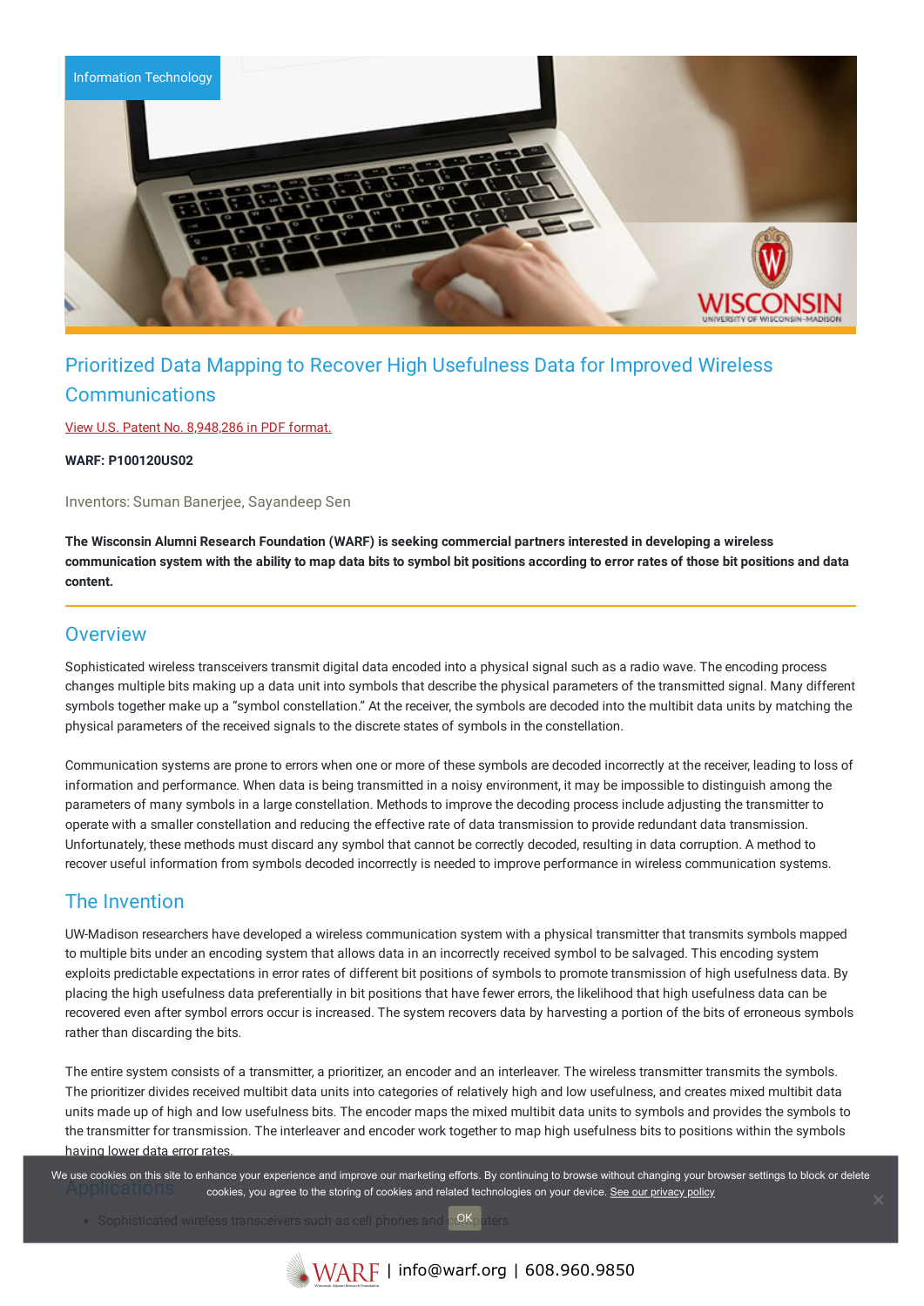Information Technology

# Prioritized Data Mapping to Recover High Usefulness Data for Improved Wireless Communications

View U.S. Patent No. 8,948,286 in PDF format.

**WARF: P100120US02**

Inventors: Suman Banerjee, Sayandeep Sen

**The Wisconsin Alumni Research Foundation (WARF) is seeking commercial partners interested in developing a wireless communication system with the ability to map data bits to symbol bit positions according to error rates of those bit positions and data content.**

## Overview

Sophisticated wireless transceivers transmit digital data encoded into a physical signal such as a radio wave. The encoding process changes multiple bits making up a data unit into symbols that describe the physical parameters of the transmitted signal. Many different symbols together make up a "symbol constellation." At the receiver, the symbols are decoded into the multibit data units by matching the physical parameters of the received signals to the discrete states of symbols in the constellation.

Communication systems are prone to errors when one or more of these symbols are decoded incorrectly at the receiver, leading to loss of information and performance. When data is being transmitted in a noisy environment, it may be impossible to distinguish among the parameters of many symbols in a large constellation. Methods to improve the decoding process include adjusting the transmitter to operate with a smaller constellation and reducing the effective rate of data transmission to provide redundant data transmission. Unfortunately, these methods must discard any symbol that cannot be correctly decoded, resulting in data corruption. A method to recover useful information from symbols decoded incorrectly is needed to improve performance in wireless communication systems.

## The Invention

UW-Madison researchers have developed a wireless communication system with a physical transmitter that transmits symbols mapped to multiple bits under an encoding system that allows data in an incorrectly received symbol to be salvaged. This encoding system exploits predictable expectations in error rates of different bit positions of symbols to promote transmission of high usefulness data. By placing the high usefulness data preferentially in bit positions that have fewer errors, the likelihood that high usefulness data can be recovered even after symbol errors occur is increased. The system recovers data by harvesting a portion of the bits of erroneous symbols rather than discarding the bits.

The entire system consists of a transmitter, a prioritizer, an encoder and an interleaver. The wireless transmitter transmits the symbols. The prioritizer divides received multibit data units into categories of relatively high and low usefulness, and creates mixed multibit data units made up of high and low usefulness bits. The encoder maps the mixed multibit data units to symbols and provides the symbols to the transmitter for transmission. The interleaver and encoder work together to map high usefulness bits to positions within the symbols having lower data error rates.

## Applications

- Sophisticated wireless transceivers such as cell phones and computers

We use cookies on this site to enhance your experience and improve our marketing efforts. By continuing to browse without changing your browser settings to block or delete cookies, you agree to the storing of cookies and related technologies on your device. See our privacy policy

OK

WARF | info@warf.org | 608.960.9850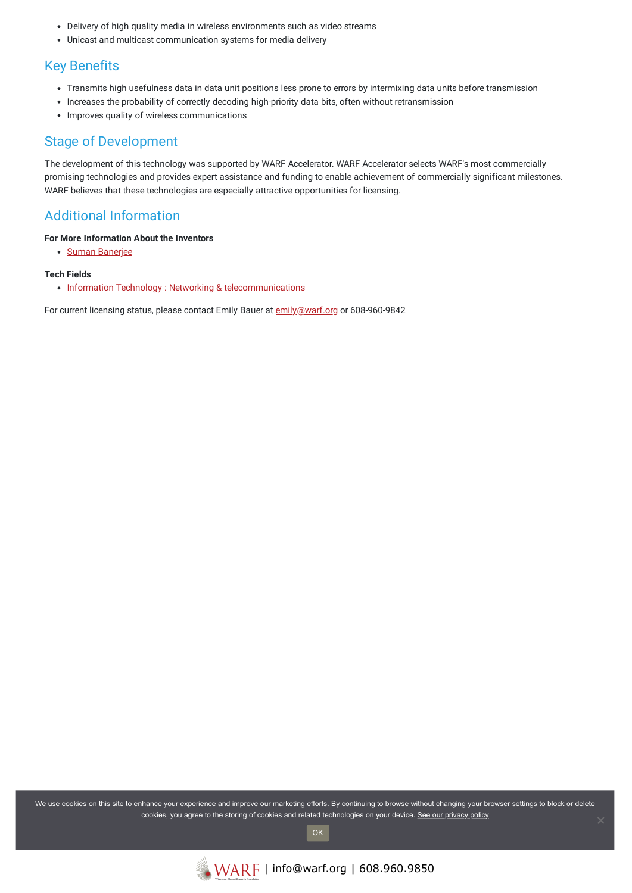- Delivery of high quality media in wireless environments such as video streams
- Unicast and multicast communication systems for media delivery

## Key Benefits

- Transmits high usefulness data in data unit positions less prone to errors by intermixing data units before transmission
- Increases the probability of correctly decoding high-priority data bits, often without retransmission
- Improves quality of wireless communications

## Stage of Development

The development of this technology was supported by WARF Accelerator. WARF Accelerator selects WARF's most commercially promising technologies and provides expert assistance and funding to enable achievement of commercially significant milestones. WARF believes that these technologies are especially attractive opportunities for licensing.

## Additional Information

**For More Information About the Inventors**

- Suman Banerjee

**Tech Fields**

- Information Technology : Networking & telecommunications

For current licensing status, please contact Emily Bauer at emily@warf.org or 608-960-9842